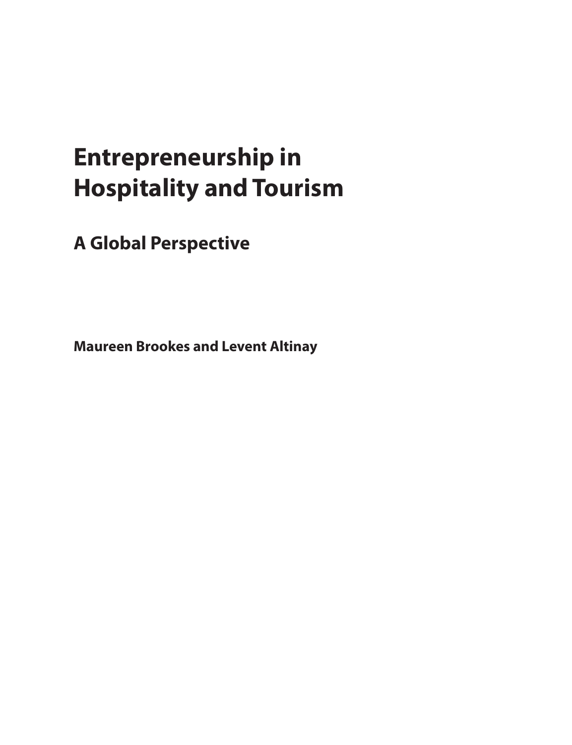# Entrepreneurship in Hospitality and Tourism

## A Global Perspective

**Maureen Brookes and Levent Altinay**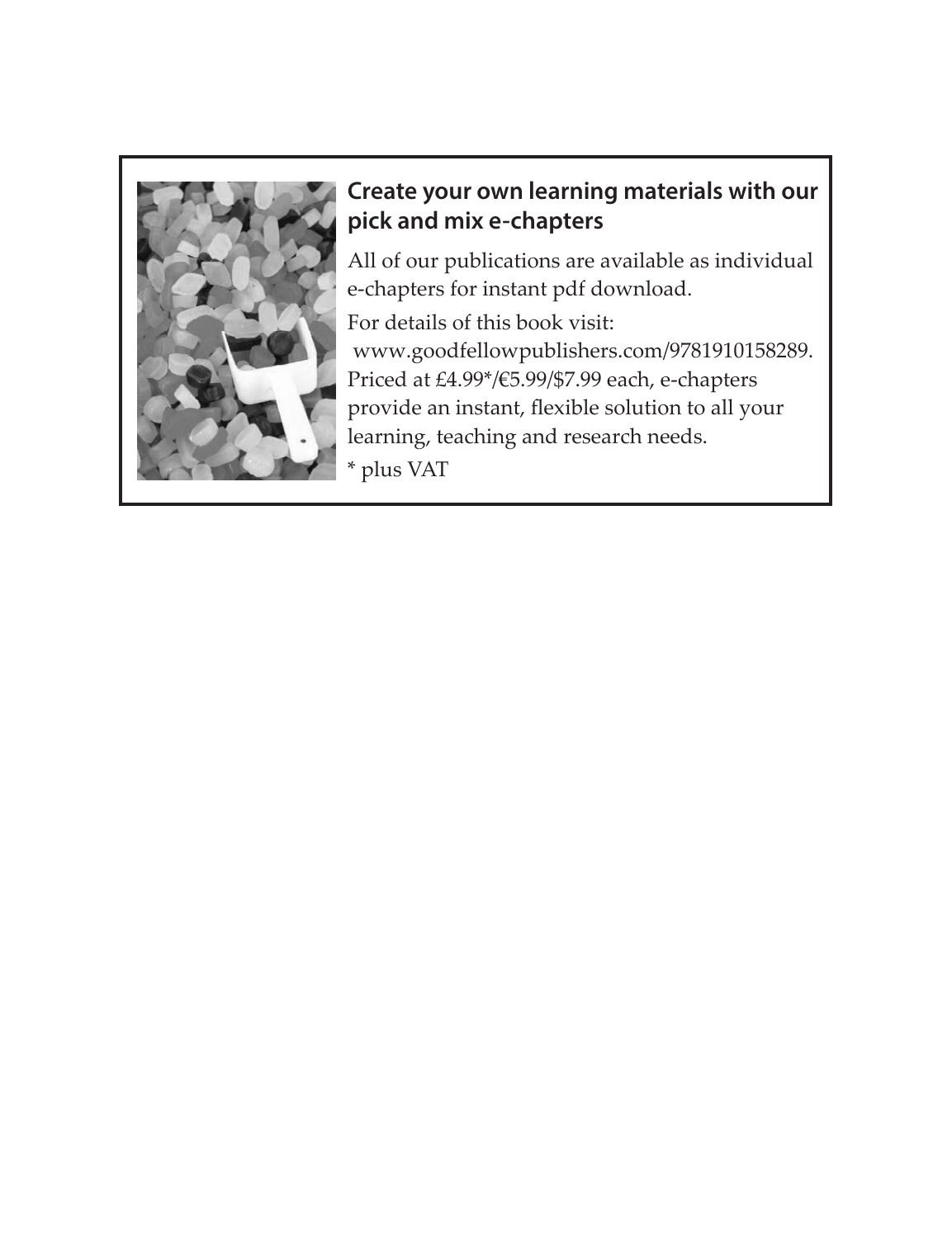## Create your own learning materials with our pick and mix e-chapters

All of our publications are available as individual e-chapters for instant pdf download.

For details of this book visit:
www.goodfellowpublishers.com/9781910158289.
Priced at £4.99*/€5.99/$7.99 each, e-chapters provide an instant, flexible solution to all your learning, teaching and research needs.

* plus VAT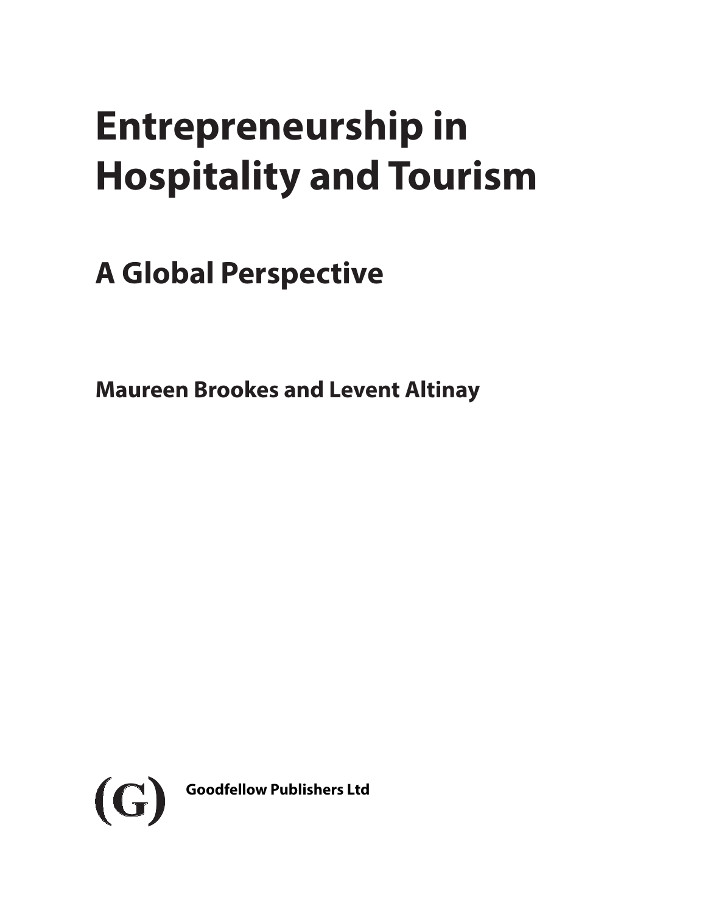# Entrepreneurship in Hospitality and Tourism

## A Global Perspective

**Maureen Brookes and Levent Altinay**

(G) **Goodfellow Publishers Ltd**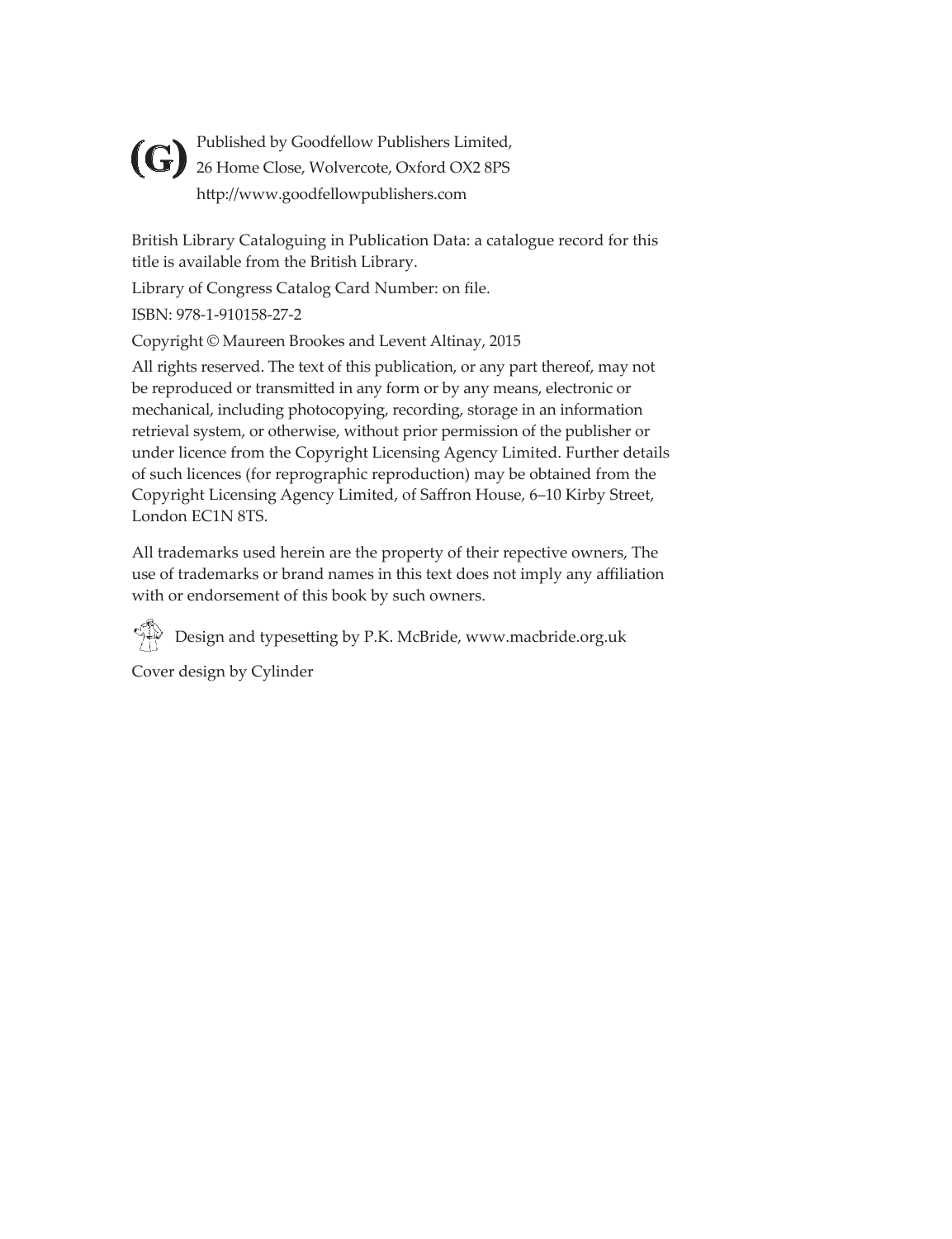Published by Goodfellow Publishers Limited,
26 Home Close, Wolvercote, Oxford OX2 8PS
http://www.goodfellowpublishers.com

British Library Cataloguing in Publication Data: a catalogue record for this title is available from the British Library.

Library of Congress Catalog Card Number: on file.

ISBN: 978-1-910158-27-2

Copyright © Maureen Brookes and Levent Altinay, 2015

All rights reserved. The text of this publication, or any part thereof, may not be reproduced or transmitted in any form or by any means, electronic or mechanical, including photocopying, recording, storage in an information retrieval system, or otherwise, without prior permission of the publisher or under licence from the Copyright Licensing Agency Limited. Further details of such licences (for reprographic reproduction) may be obtained from the Copyright Licensing Agency Limited, of Saffron House, 6–10 Kirby Street, London EC1N 8TS.

All trademarks used herein are the property of their repective owners, The use of trademarks or brand names in this text does not imply any affiliation with or endorsement of this book by such owners.

Design and typesetting by P.K. McBride, www.macbride.org.uk

Cover design by Cylinder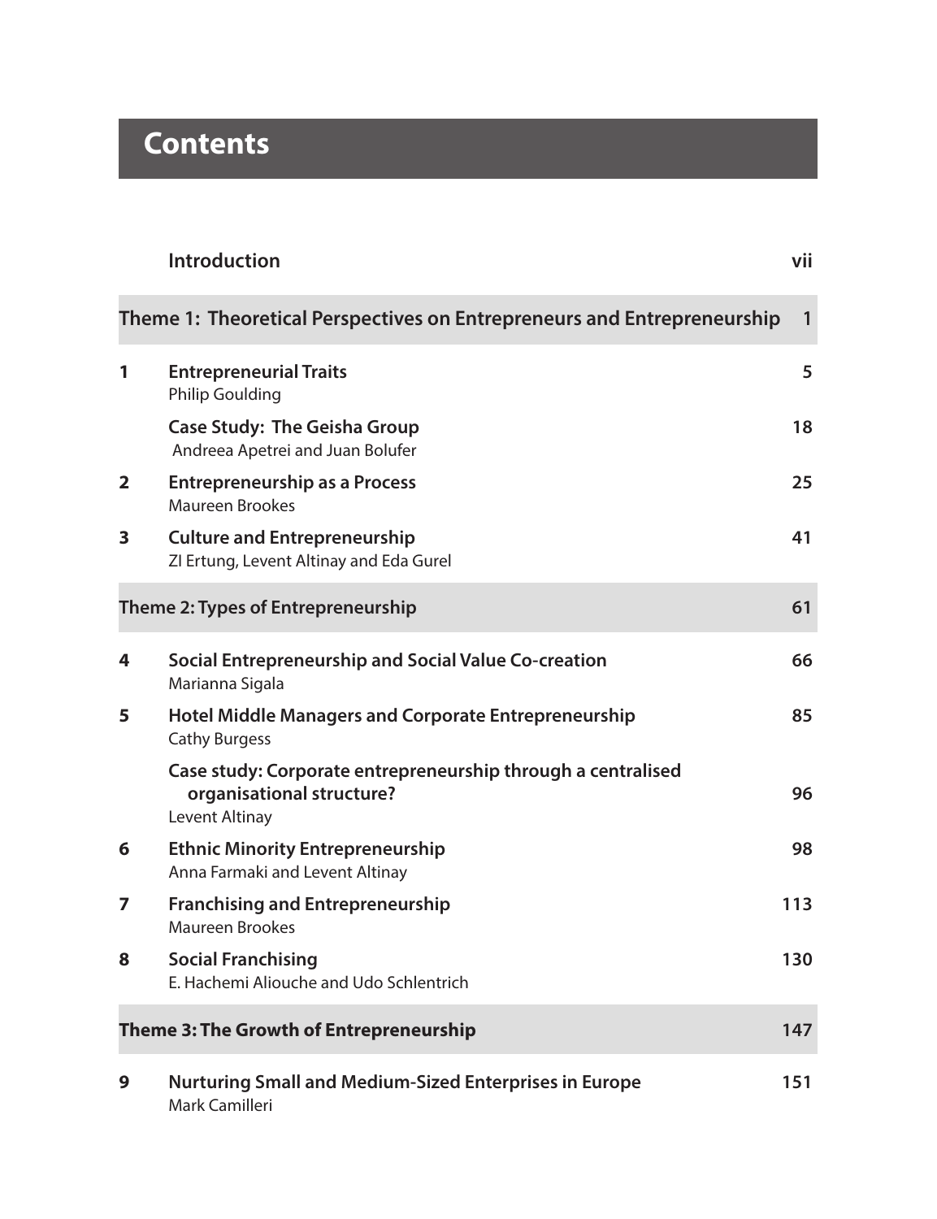# Contents

| | | |
|---|---|---|
| | **Introduction** | **vii** |
| **Theme 1: Theoretical Perspectives on Entrepreneurs and Entrepreneurship** | | **1** |
| **1** | **Entrepreneurial Traits**<br>Philip Goulding | **5** |
| | **Case Study: The Geisha Group**<br>Andreea Apetrei and Juan Bolufer | **18** |
| **2** | **Entrepreneurship as a Process**<br>Maureen Brookes | **25** |
| **3** | **Culture and Entrepreneurship**<br>ZI Ertung, Levent Altinay and Eda Gurel | **41** |
| **Theme 2: Types of Entrepreneurship** | | **61** |
| **4** | **Social Entrepreneurship and Social Value Co-creation**<br>Marianna Sigala | **66** |
| **5** | **Hotel Middle Managers and Corporate Entrepreneurship**<br>Cathy Burgess | **85** |
| | **Case study: Corporate entrepreneurship through a centralised organisational structure?**<br>Levent Altinay | **96** |
| **6** | **Ethnic Minority Entrepreneurship**<br>Anna Farmaki and Levent Altinay | **98** |
| **7** | **Franchising and Entrepreneurship**<br>Maureen Brookes | **113** |
| **8** | **Social Franchising**<br>E. Hachemi Aliouche and Udo Schlentrich | **130** |
| **Theme 3: The Growth of Entrepreneurship** | | **147** |
| **9** | **Nurturing Small and Medium-Sized Enterprises in Europe**<br>Mark Camilleri | **151** |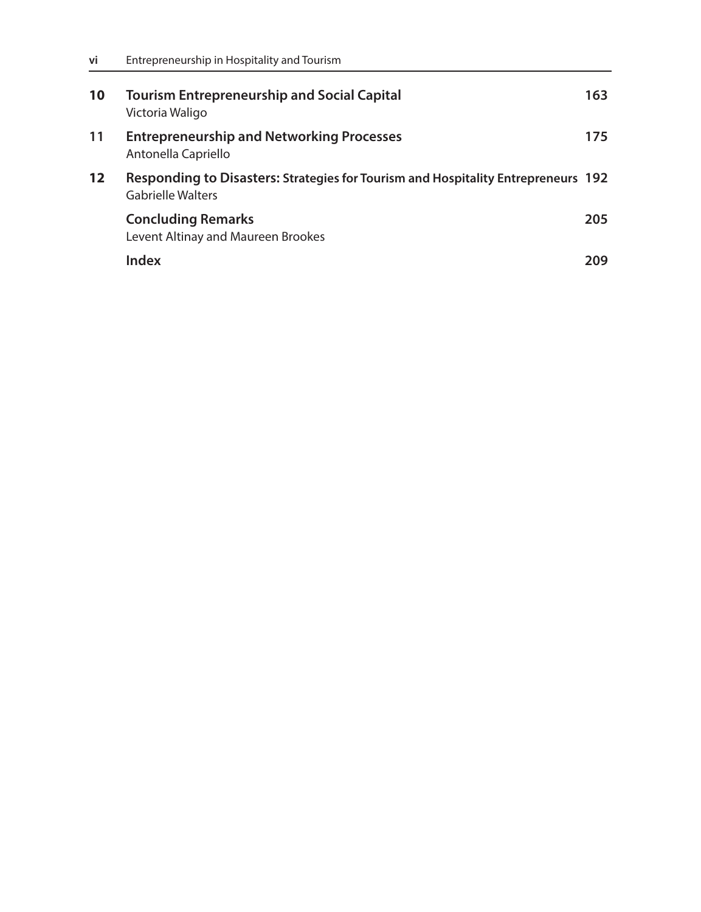| | | |
|---|---|---|
| **10** | **Tourism Entrepreneurship and Social Capital**<br>Victoria Waligo | **163** |
| **11** | **Entrepreneurship and Networking Processes**<br>Antonella Capriello | **175** |
| **12** | **Responding to Disasters: Strategies for Tourism and Hospitality Entrepreneurs**<br>Gabrielle Walters | **192** |
| | **Concluding Remarks**<br>Levent Altinay and Maureen Brookes | **205** |
| | **Index** | **209** |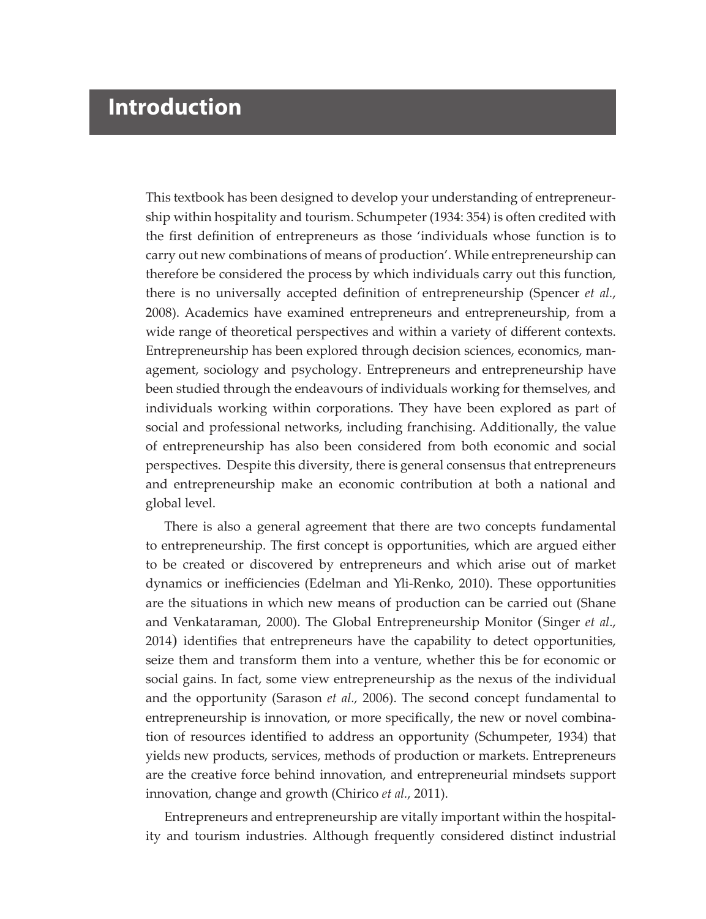# Introduction

This textbook has been designed to develop your understanding of entrepreneurship within hospitality and tourism. Schumpeter (1934: 354) is often credited with the first definition of entrepreneurs as those 'individuals whose function is to carry out new combinations of means of production'. While entrepreneurship can therefore be considered the process by which individuals carry out this function, there is no universally accepted definition of entrepreneurship (Spencer *et al.*, 2008). Academics have examined entrepreneurs and entrepreneurship, from a wide range of theoretical perspectives and within a variety of different contexts. Entrepreneurship has been explored through decision sciences, economics, management, sociology and psychology. Entrepreneurs and entrepreneurship have been studied through the endeavours of individuals working for themselves, and individuals working within corporations. They have been explored as part of social and professional networks, including franchising. Additionally, the value of entrepreneurship has also been considered from both economic and social perspectives. Despite this diversity, there is general consensus that entrepreneurs and entrepreneurship make an economic contribution at both a national and global level.

There is also a general agreement that there are two concepts fundamental to entrepreneurship. The first concept is opportunities, which are argued either to be created or discovered by entrepreneurs and which arise out of market dynamics or inefficiencies (Edelman and Yli-Renko, 2010). These opportunities are the situations in which new means of production can be carried out (Shane and Venkataraman, 2000). The Global Entrepreneurship Monitor (Singer *et al*., 2014) identifies that entrepreneurs have the capability to detect opportunities, seize them and transform them into a venture, whether this be for economic or social gains. In fact, some view entrepreneurship as the nexus of the individual and the opportunity (Sarason *et al.,* 2006). The second concept fundamental to entrepreneurship is innovation, or more specifically, the new or novel combination of resources identified to address an opportunity (Schumpeter, 1934) that yields new products, services, methods of production or markets. Entrepreneurs are the creative force behind innovation, and entrepreneurial mindsets support innovation, change and growth (Chirico *et al.*, 2011).

Entrepreneurs and entrepreneurship are vitally important within the hospitality and tourism industries. Although frequently considered distinct industrial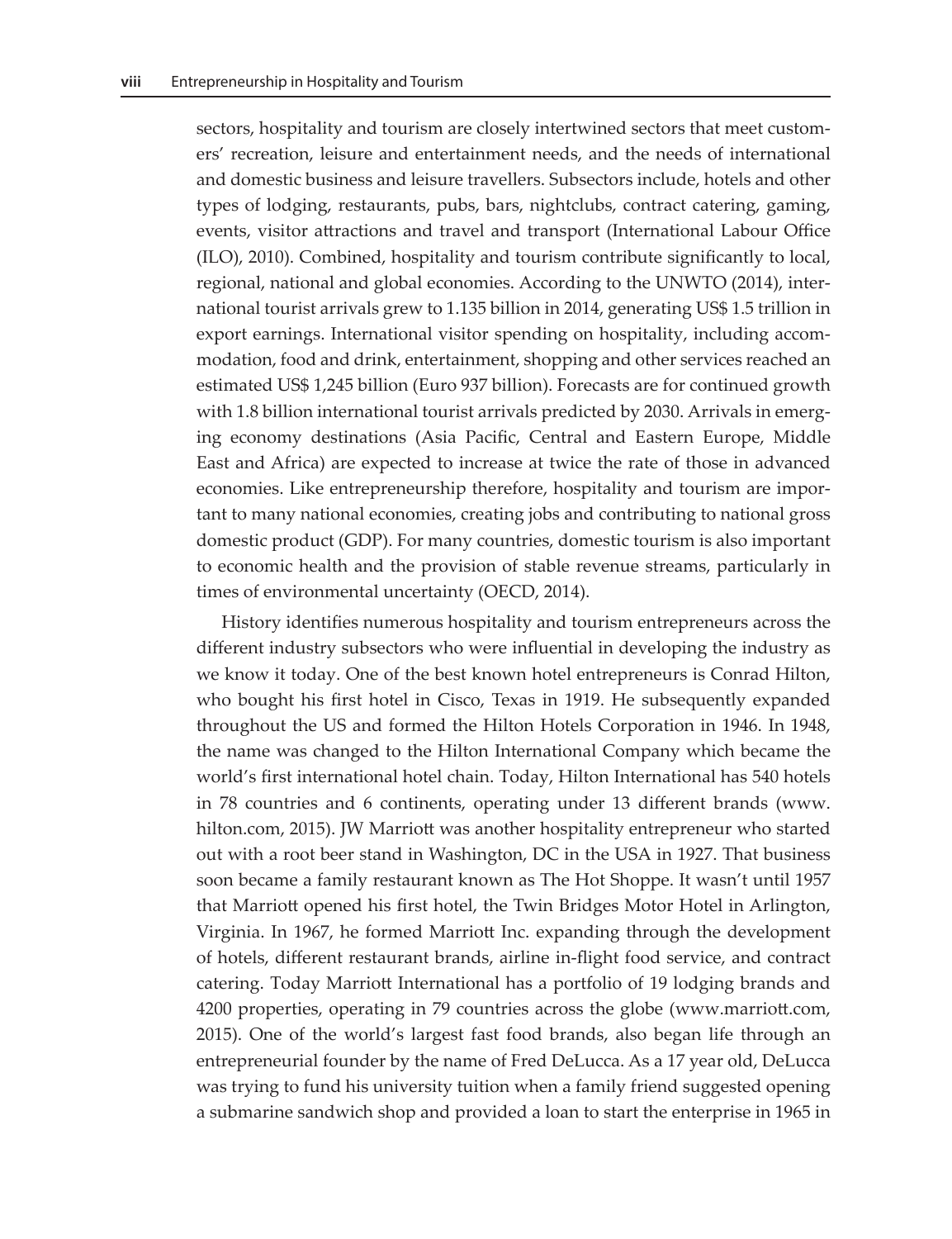sectors, hospitality and tourism are closely intertwined sectors that meet customers' recreation, leisure and entertainment needs, and the needs of international and domestic business and leisure travellers. Subsectors include, hotels and other types of lodging, restaurants, pubs, bars, nightclubs, contract catering, gaming, events, visitor attractions and travel and transport (International Labour Office (ILO), 2010). Combined, hospitality and tourism contribute significantly to local, regional, national and global economies. According to the UNWTO (2014), international tourist arrivals grew to 1.135 billion in 2014, generating US$ 1.5 trillion in export earnings. International visitor spending on hospitality, including accommodation, food and drink, entertainment, shopping and other services reached an estimated US$ 1,245 billion (Euro 937 billion). Forecasts are for continued growth with 1.8 billion international tourist arrivals predicted by 2030. Arrivals in emerging economy destinations (Asia Pacific, Central and Eastern Europe, Middle East and Africa) are expected to increase at twice the rate of those in advanced economies. Like entrepreneurship therefore, hospitality and tourism are important to many national economies, creating jobs and contributing to national gross domestic product (GDP). For many countries, domestic tourism is also important to economic health and the provision of stable revenue streams, particularly in times of environmental uncertainty (OECD, 2014).

History identifies numerous hospitality and tourism entrepreneurs across the different industry subsectors who were influential in developing the industry as we know it today. One of the best known hotel entrepreneurs is Conrad Hilton, who bought his first hotel in Cisco, Texas in 1919. He subsequently expanded throughout the US and formed the Hilton Hotels Corporation in 1946. In 1948, the name was changed to the Hilton International Company which became the world's first international hotel chain. Today, Hilton International has 540 hotels in 78 countries and 6 continents, operating under 13 different brands (www.hilton.com, 2015). JW Marriott was another hospitality entrepreneur who started out with a root beer stand in Washington, DC in the USA in 1927. That business soon became a family restaurant known as The Hot Shoppe. It wasn't until 1957 that Marriott opened his first hotel, the Twin Bridges Motor Hotel in Arlington, Virginia. In 1967, he formed Marriott Inc. expanding through the development of hotels, different restaurant brands, airline in-flight food service, and contract catering. Today Marriott International has a portfolio of 19 lodging brands and 4200 properties, operating in 79 countries across the globe (www.marriott.com, 2015). One of the world's largest fast food brands, also began life through an entrepreneurial founder by the name of Fred DeLucca. As a 17 year old, DeLucca was trying to fund his university tuition when a family friend suggested opening a submarine sandwich shop and provided a loan to start the enterprise in 1965 in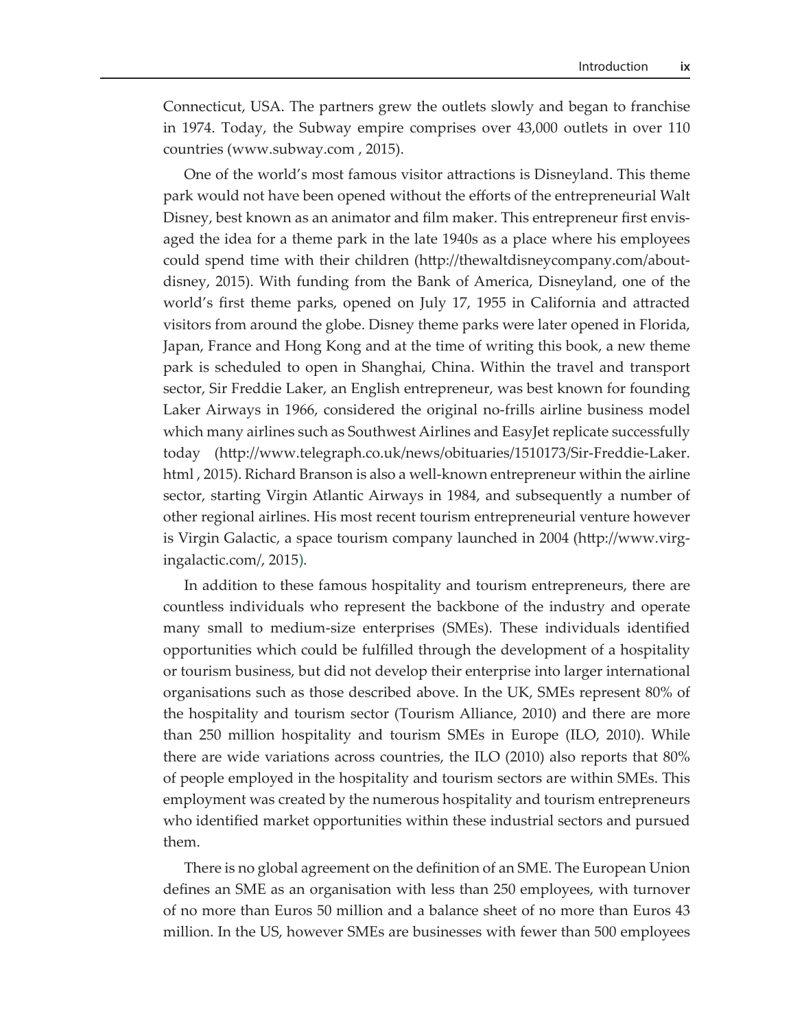Connecticut, USA. The partners grew the outlets slowly and began to franchise in 1974. Today, the Subway empire comprises over 43,000 outlets in over 110 countries (www.subway.com , 2015).

One of the world's most famous visitor attractions is Disneyland. This theme park would not have been opened without the efforts of the entrepreneurial Walt Disney, best known as an animator and film maker. This entrepreneur first envisaged the idea for a theme park in the late 1940s as a place where his employees could spend time with their children (http://thewaltdisneycompany.com/about-disney, 2015). With funding from the Bank of America, Disneyland, one of the world's first theme parks, opened on July 17, 1955 in California and attracted visitors from around the globe. Disney theme parks were later opened in Florida, Japan, France and Hong Kong and at the time of writing this book, a new theme park is scheduled to open in Shanghai, China. Within the travel and transport sector, Sir Freddie Laker, an English entrepreneur, was best known for founding Laker Airways in 1966, considered the original no-frills airline business model which many airlines such as Southwest Airlines and EasyJet replicate successfully today (http://www.telegraph.co.uk/news/obituaries/1510173/Sir-Freddie-Laker.html , 2015). Richard Branson is also a well-known entrepreneur within the airline sector, starting Virgin Atlantic Airways in 1984, and subsequently a number of other regional airlines. His most recent tourism entrepreneurial venture however is Virgin Galactic, a space tourism company launched in 2004 (http://www.virgingalactic.com/, 2015).

In addition to these famous hospitality and tourism entrepreneurs, there are countless individuals who represent the backbone of the industry and operate many small to medium-size enterprises (SMEs). These individuals identified opportunities which could be fulfilled through the development of a hospitality or tourism business, but did not develop their enterprise into larger international organisations such as those described above. In the UK, SMEs represent 80% of the hospitality and tourism sector (Tourism Alliance, 2010) and there are more than 250 million hospitality and tourism SMEs in Europe (ILO, 2010). While there are wide variations across countries, the ILO (2010) also reports that 80% of people employed in the hospitality and tourism sectors are within SMEs. This employment was created by the numerous hospitality and tourism entrepreneurs who identified market opportunities within these industrial sectors and pursued them.

There is no global agreement on the definition of an SME. The European Union defines an SME as an organisation with less than 250 employees, with turnover of no more than Euros 50 million and a balance sheet of no more than Euros 43 million. In the US, however SMEs are businesses with fewer than 500 employees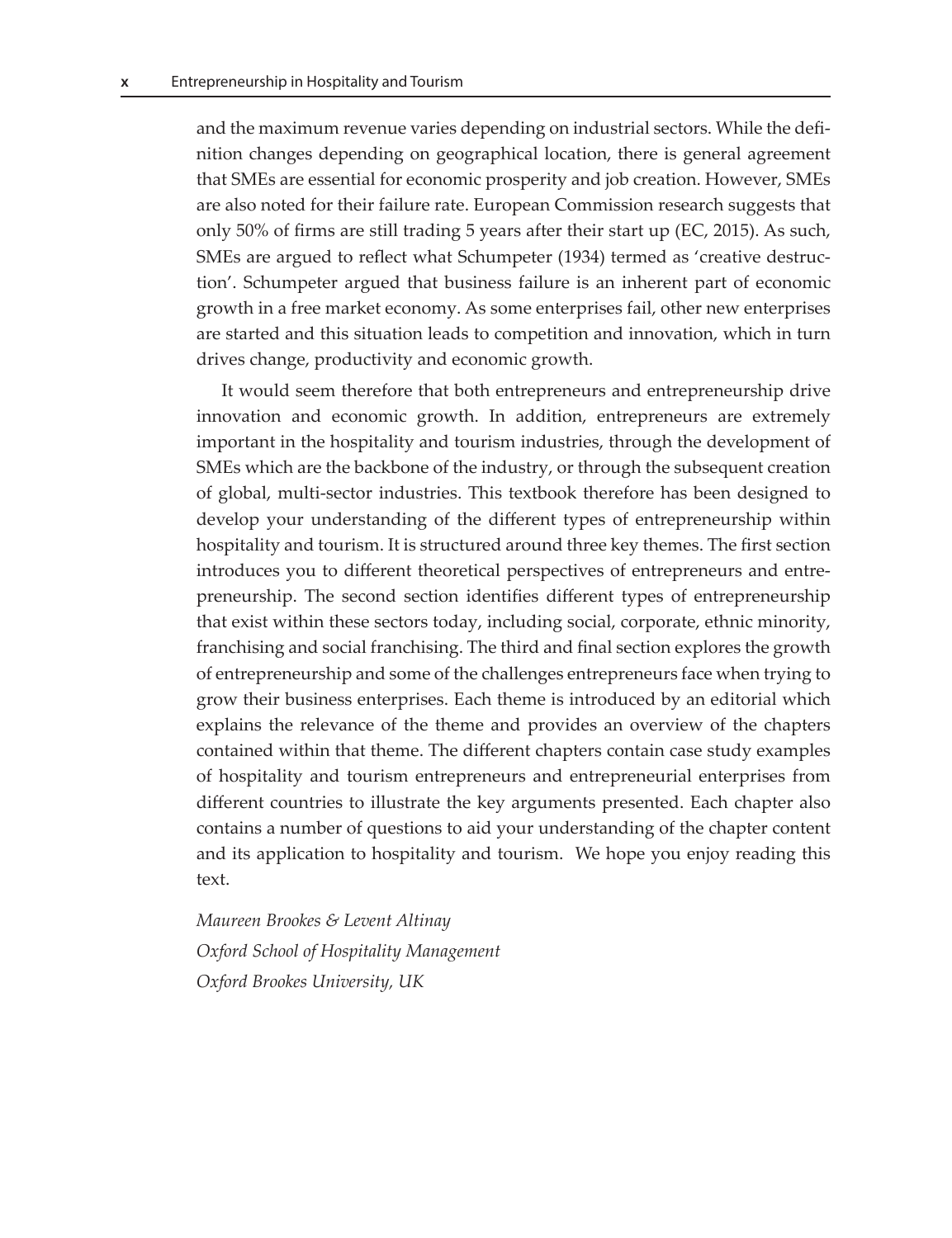and the maximum revenue varies depending on industrial sectors. While the definition changes depending on geographical location, there is general agreement that SMEs are essential for economic prosperity and job creation. However, SMEs are also noted for their failure rate. European Commission research suggests that only 50% of firms are still trading 5 years after their start up (EC, 2015). As such, SMEs are argued to reflect what Schumpeter (1934) termed as 'creative destruction'. Schumpeter argued that business failure is an inherent part of economic growth in a free market economy. As some enterprises fail, other new enterprises are started and this situation leads to competition and innovation, which in turn drives change, productivity and economic growth.

It would seem therefore that both entrepreneurs and entrepreneurship drive innovation and economic growth. In addition, entrepreneurs are extremely important in the hospitality and tourism industries, through the development of SMEs which are the backbone of the industry, or through the subsequent creation of global, multi-sector industries. This textbook therefore has been designed to develop your understanding of the different types of entrepreneurship within hospitality and tourism. It is structured around three key themes. The first section introduces you to different theoretical perspectives of entrepreneurs and entrepreneurship. The second section identifies different types of entrepreneurship that exist within these sectors today, including social, corporate, ethnic minority, franchising and social franchising. The third and final section explores the growth of entrepreneurship and some of the challenges entrepreneurs face when trying to grow their business enterprises. Each theme is introduced by an editorial which explains the relevance of the theme and provides an overview of the chapters contained within that theme. The different chapters contain case study examples of hospitality and tourism entrepreneurs and entrepreneurial enterprises from different countries to illustrate the key arguments presented. Each chapter also contains a number of questions to aid your understanding of the chapter content and its application to hospitality and tourism. We hope you enjoy reading this text.

*Maureen Brookes & Levent Altinay*
*Oxford School of Hospitality Management*
*Oxford Brookes University, UK*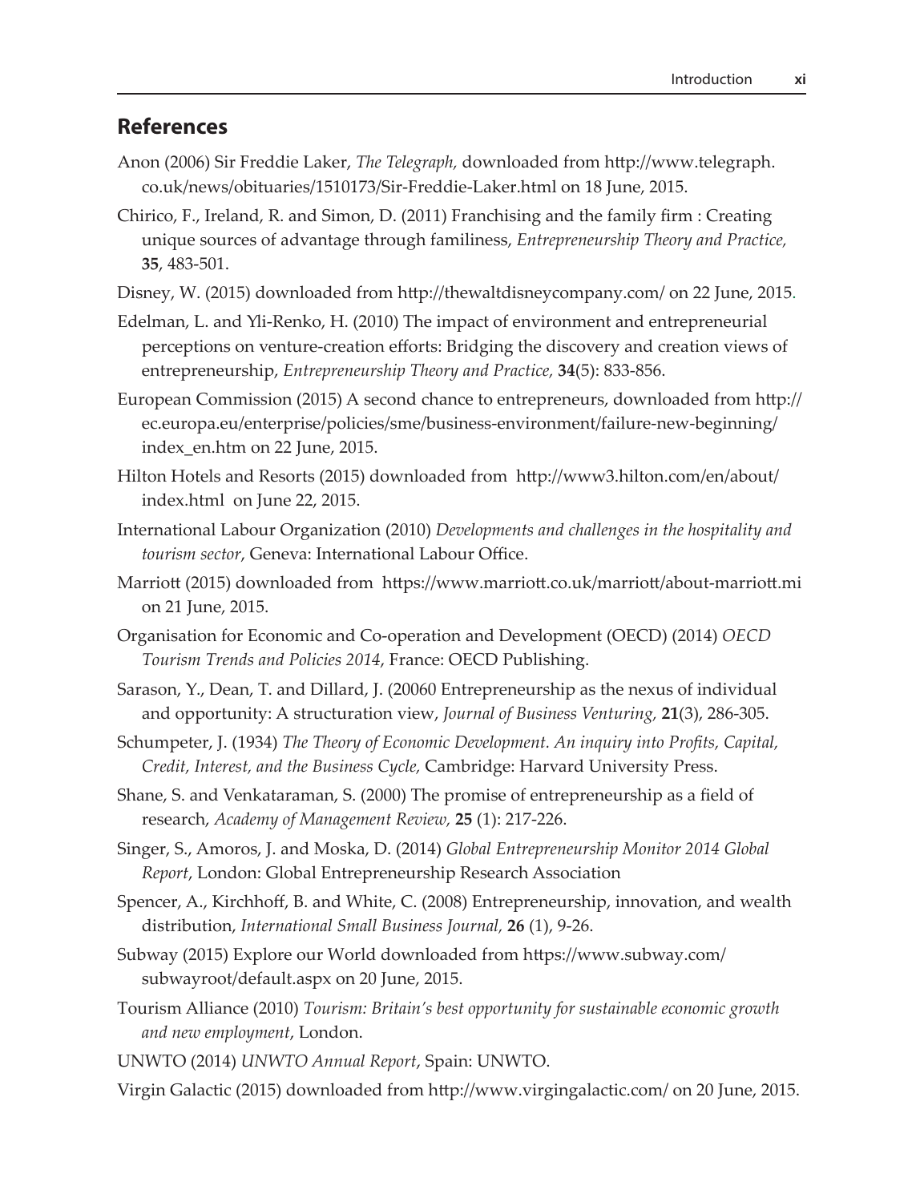## References

Anon (2006) Sir Freddie Laker, *The Telegraph,* downloaded from http://www.telegraph.co.uk/news/obituaries/1510173/Sir-Freddie-Laker.html on 18 June, 2015.

Chirico, F., Ireland, R. and Simon, D. (2011) Franchising and the family firm : Creating unique sources of advantage through familiness, *Entrepreneurship Theory and Practice,* **35**, 483-501.

Disney, W. (2015) downloaded from http://thewaltdisneycompany.com/ on 22 June, 2015.

Edelman, L. and Yli-Renko, H. (2010) The impact of environment and entrepreneurial perceptions on venture-creation efforts: Bridging the discovery and creation views of entrepreneurship, *Entrepreneurship Theory and Practice,* **34**(5): 833-856.

European Commission (2015) A second chance to entrepreneurs, downloaded from http://ec.europa.eu/enterprise/policies/sme/business-environment/failure-new-beginning/index_en.htm on 22 June, 2015.

Hilton Hotels and Resorts (2015) downloaded from http://www3.hilton.com/en/about/index.html on June 22, 2015.

International Labour Organization (2010) *Developments and challenges in the hospitality and tourism sector*, Geneva: International Labour Office.

Marriott (2015) downloaded from https://www.marriott.co.uk/marriott/about-marriott.mi on 21 June, 2015.

Organisation for Economic and Co-operation and Development (OECD) (2014) *OECD Tourism Trends and Policies 2014*, France: OECD Publishing.

Sarason, Y., Dean, T. and Dillard, J. (20060 Entrepreneurship as the nexus of individual and opportunity: A structuration view, *Journal of Business Venturing,* **21**(3), 286-305.

Schumpeter, J. (1934) *The Theory of Economic Development. An inquiry into Profits, Capital, Credit, Interest, and the Business Cycle,* Cambridge: Harvard University Press.

Shane, S. and Venkataraman, S. (2000) The promise of entrepreneurship as a field of research, *Academy of Management Review,* **25** (1): 217-226.

Singer, S., Amoros, J. and Moska, D. (2014) *Global Entrepreneurship Monitor 2014 Global Report*, London: Global Entrepreneurship Research Association

Spencer, A., Kirchhoff, B. and White, C. (2008) Entrepreneurship, innovation, and wealth distribution, *International Small Business Journal,* **26** (1), 9-26.

Subway (2015) Explore our World downloaded from https://www.subway.com/subwayroot/default.aspx on 20 June, 2015.

Tourism Alliance (2010) *Tourism: Britain's best opportunity for sustainable economic growth and new employment*, London.

UNWTO (2014) *UNWTO Annual Report*, Spain: UNWTO.

Virgin Galactic (2015) downloaded from http://www.virgingalactic.com/ on 20 June, 2015.